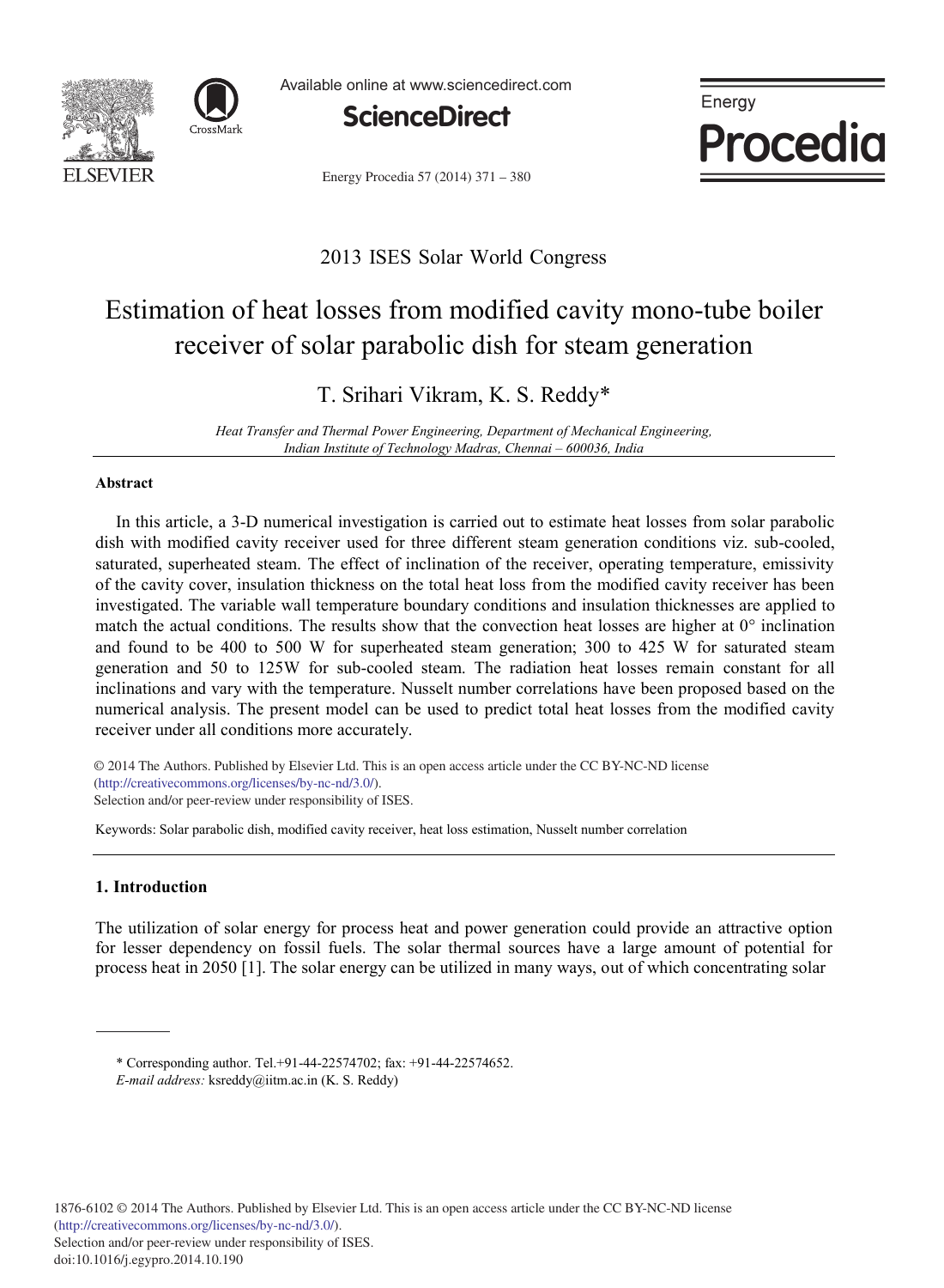2013 ISES Solar World Congress

# Estimation of heat losses from modified cavity mono-tube boiler receiver of solar parabolic dish for steam generation

T. Srihari Vikram, K. S. Reddy*

*Heat Transfer and Thermal Power Engineering, Department of Mechanical Engineering, Indian Institute of Technology Madras, Chennai – 600036, India*

## Abstract

In this article, a 3-D numerical investigation is carried out to estimate heat losses from solar parabolic dish with modified cavity receiver used for three different steam generation conditions viz. sub-cooled, saturated, superheated steam. The effect of inclination of the receiver, operating temperature, emissivity of the cavity cover, insulation thickness on the total heat loss from the modified cavity receiver has been investigated. The variable wall temperature boundary conditions and insulation thicknesses are applied to match the actual conditions. The results show that the convection heat losses are higher at 0° inclination and found to be 400 to 500 W for superheated steam generation; 300 to 425 W for saturated steam generation and 50 to 125W for sub-cooled steam. The radiation heat losses remain constant for all inclinations and vary with the temperature. Nusselt number correlations have been proposed based on the numerical analysis. The present model can be used to predict total heat losses from the modified cavity receiver under all conditions more accurately.

© 2014 The Authors. Published by Elsevier Ltd. This is an open access article under the CC BY-NC-ND license (http://creativecommons.org/licenses/by-nc-nd/3.0/).
Selection and/or peer-review under responsibility of ISES.

Keywords: Solar parabolic dish, modified cavity receiver, heat loss estimation, Nusselt number correlation

## 1. Introduction

The utilization of solar energy for process heat and power generation could provide an attractive option for lesser dependency on fossil fuels. The solar thermal sources have a large amount of potential for process heat in 2050 [1]. The solar energy can be utilized in many ways, out of which concentrating solar

\* Corresponding author. Tel.+91-44-22574702; fax: +91-44-22574652.
*E-mail address:* ksreddy@iitm.ac.in (K. S. Reddy).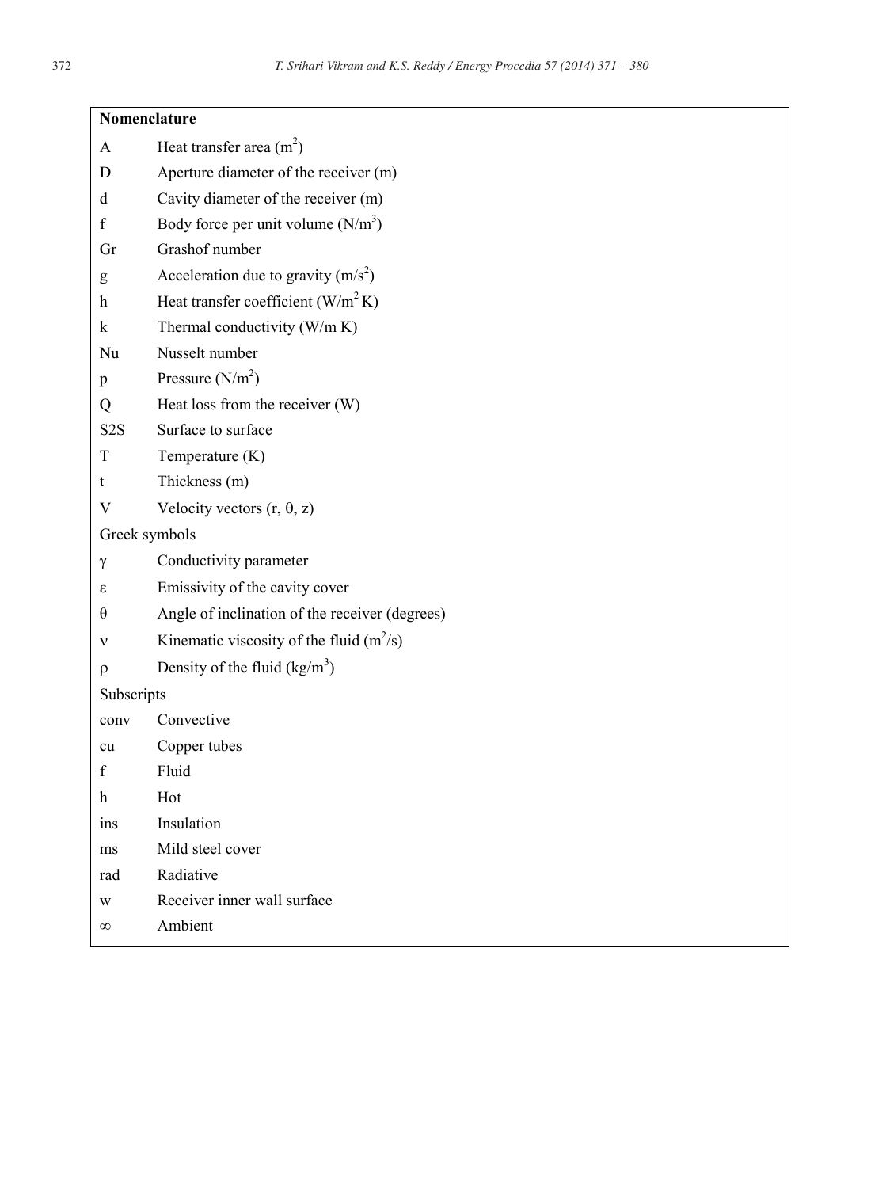## Nomenclature

| | |
|---|---|
| $A$ | Heat transfer area ($m^2$) |
| $D$ | Aperture diameter of the receiver (m) |
| $d$ | Cavity diameter of the receiver (m) |
| $f$ | Body force per unit volume ($N/m^3$) |
| Gr | Grashof number |
| $g$ | Acceleration due to gravity ($m/s^2$) |
| $h$ | Heat transfer coefficient ($W/m^2$ K) |
| $k$ | Thermal conductivity (W/m K) |
| Nu | Nusselt number |
| $p$ | Pressure ($N/m^2$) |
| $Q$ | Heat loss from the receiver (W) |
| S2S | Surface to surface |
| $T$ | Temperature (K) |
| $t$ | Thickness (m) |
| $V$ | Velocity vectors ($r$, $\theta$, $z$) |
| **Greek symbols** | |
| $\gamma$ | Conductivity parameter |
| $\varepsilon$ | Emissivity of the cavity cover |
| $\theta$ | Angle of inclination of the receiver (degrees) |
| $\nu$ | Kinematic viscosity of the fluid ($m^2/s$) |
| $\rho$ | Density of the fluid ($kg/m^3$) |
| **Subscripts** | |
| conv | Convective |
| cu | Copper tubes |
| f | Fluid |
| h | Hot |
| ins | Insulation |
| ms | Mild steel cover |
| rad | Radiative |
| w | Receiver inner wall surface |
| $\infty$ | Ambient |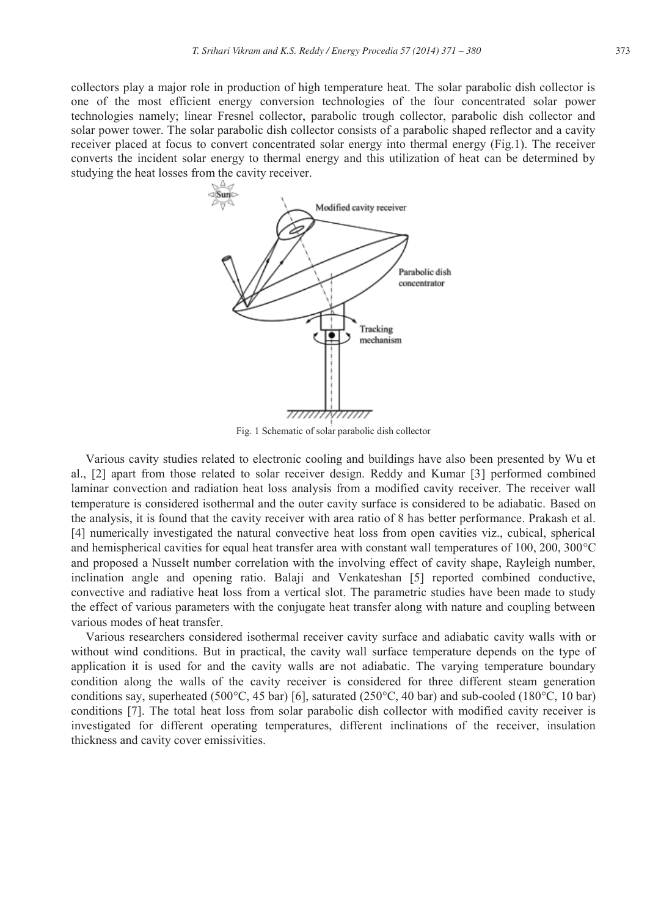collectors play a major role in production of high temperature heat. The solar parabolic dish collector is one of the most efficient energy conversion technologies of the four concentrated solar power technologies namely; linear Fresnel collector, parabolic trough collector, parabolic dish collector and solar power tower. The solar parabolic dish collector consists of a parabolic shaped reflector and a cavity receiver placed at focus to convert concentrated solar energy into thermal energy (Fig.1). The receiver converts the incident solar energy to thermal energy and this utilization of heat can be determined by studying the heat losses from the cavity receiver.

Fig. 1 Schematic of solar parabolic dish collector

Various cavity studies related to electronic cooling and buildings have also been presented by Wu et al., [2] apart from those related to solar receiver design. Reddy and Kumar [3] performed combined laminar convection and radiation heat loss analysis from a modified cavity receiver. The receiver wall temperature is considered isothermal and the outer cavity surface is considered to be adiabatic. Based on the analysis, it is found that the cavity receiver with area ratio of 8 has better performance. Prakash et al. [4] numerically investigated the natural convective heat loss from open cavities viz., cubical, spherical and hemispherical cavities for equal heat transfer area with constant wall temperatures of 100, 200, 300°C and proposed a Nusselt number correlation with the involving effect of cavity shape, Rayleigh number, inclination angle and opening ratio. Balaji and Venkateshan [5] reported combined conductive, convective and radiative heat loss from a vertical slot. The parametric studies have been made to study the effect of various parameters with the conjugate heat transfer along with nature and coupling between various modes of heat transfer.

Various researchers considered isothermal receiver cavity surface and adiabatic cavity walls with or without wind conditions. But in practical, the cavity wall surface temperature depends on the type of application it is used for and the cavity walls are not adiabatic. The varying temperature boundary condition along the walls of the cavity receiver is considered for three different steam generation conditions say, superheated (500°C, 45 bar) [6], saturated (250°C, 40 bar) and sub-cooled (180°C, 10 bar) conditions [7]. The total heat loss from solar parabolic dish collector with modified cavity receiver is investigated for different operating temperatures, different inclinations of the receiver, insulation thickness and cavity cover emissivities.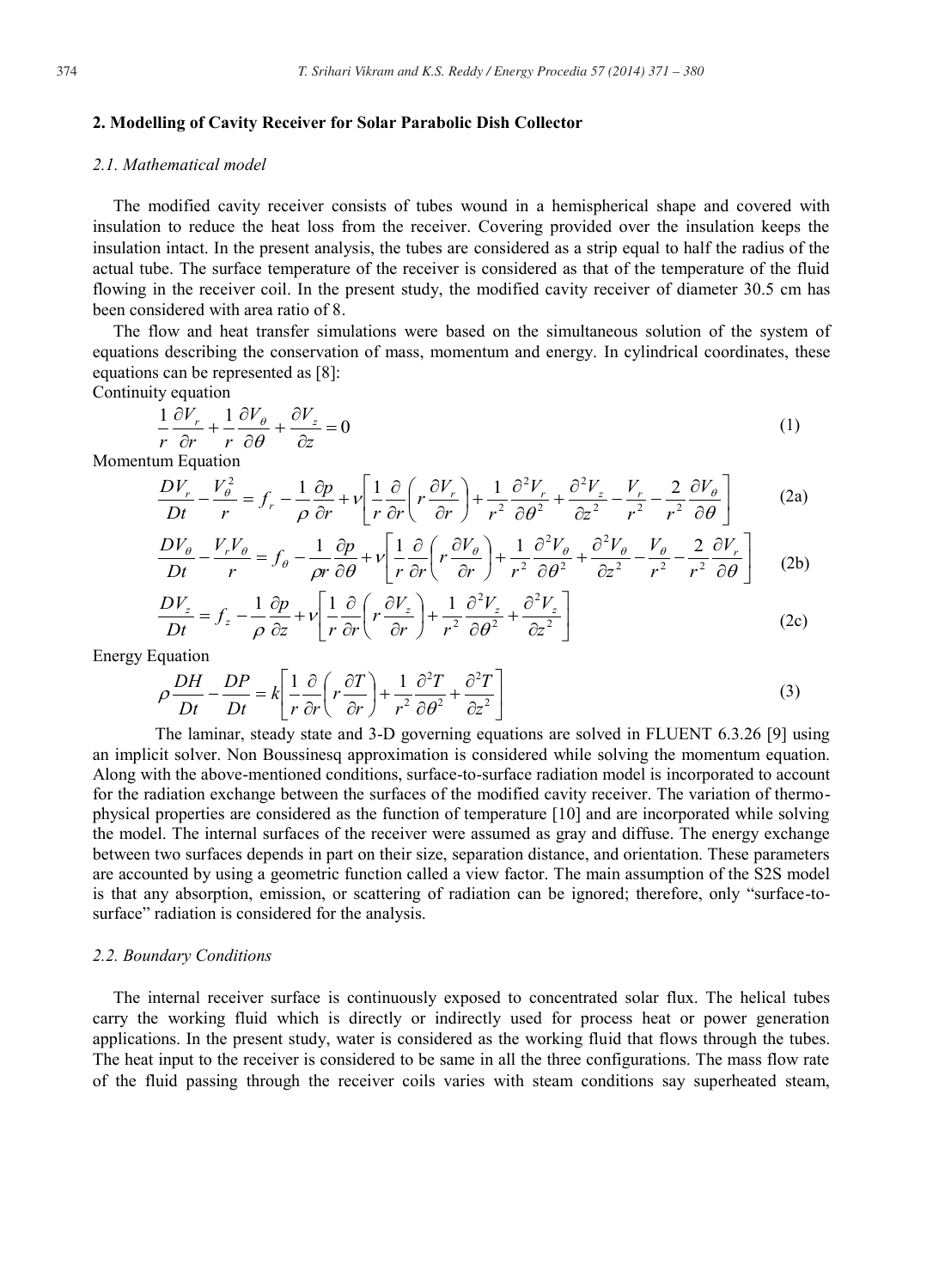## 2. Modelling of Cavity Receiver for Solar Parabolic Dish Collector

### *2.1. Mathematical model*

The modified cavity receiver consists of tubes wound in a hemispherical shape and covered with insulation to reduce the heat loss from the receiver. Covering provided over the insulation keeps the insulation intact. In the present analysis, the tubes are considered as a strip equal to half the radius of the actual tube. The surface temperature of the receiver is considered as that of the temperature of the fluid flowing in the receiver coil. In the present study, the modified cavity receiver of diameter 30.5 cm has been considered with area ratio of 8.

The flow and heat transfer simulations were based on the simultaneous solution of the system of equations describing the conservation of mass, momentum and energy. In cylindrical coordinates, these equations can be represented as [8]:

Continuity equation

$$\frac{1}{r}\frac{\partial V_r}{\partial r} + \frac{1}{r}\frac{\partial V_\theta}{\partial \theta} + \frac{\partial V_z}{\partial z} = 0 \tag{1}$$

Momentum Equation

$$\frac{DV_r}{Dt} - \frac{V_\theta^2}{r} = f_r - \frac{1}{\rho}\frac{\partial p}{\partial r} + \nu\left[\frac{1}{r}\frac{\partial}{\partial r}\left(r\frac{\partial V_r}{\partial r}\right) + \frac{1}{r^2}\frac{\partial^2 V_r}{\partial \theta^2} + \frac{\partial^2 V_z}{\partial z^2} - \frac{V_r}{r^2} - \frac{2}{r^2}\frac{\partial V_\theta}{\partial \theta}\right] \tag{2a}$$

$$\frac{DV_\theta}{Dt} - \frac{V_r V_\theta}{r} = f_\theta - \frac{1}{\rho r}\frac{\partial p}{\partial \theta} + \nu\left[\frac{1}{r}\frac{\partial}{\partial r}\left(r\frac{\partial V_\theta}{\partial r}\right) + \frac{1}{r^2}\frac{\partial^2 V_\theta}{\partial \theta^2} + \frac{\partial^2 V_\theta}{\partial z^2} - \frac{V_\theta}{r^2} - \frac{2}{r^2}\frac{\partial V_r}{\partial \theta}\right] \tag{2b}$$

$$\frac{DV_z}{Dt} = f_z - \frac{1}{\rho}\frac{\partial p}{\partial z} + \nu\left[\frac{1}{r}\frac{\partial}{\partial r}\left(r\frac{\partial V_z}{\partial r}\right) + \frac{1}{r^2}\frac{\partial^2 V_z}{\partial \theta^2} + \frac{\partial^2 V_z}{\partial z^2}\right] \tag{2c}$$

Energy Equation

$$\rho\frac{DH}{Dt} - \frac{DP}{Dt} = k\left[\frac{1}{r}\frac{\partial}{\partial r}\left(r\frac{\partial T}{\partial r}\right) + \frac{1}{r^2}\frac{\partial^2 T}{\partial \theta^2} + \frac{\partial^2 T}{\partial z^2}\right] \tag{3}$$

The laminar, steady state and 3-D governing equations are solved in FLUENT 6.3.26 [9] using an implicit solver. Non Boussinesq approximation is considered while solving the momentum equation. Along with the above-mentioned conditions, surface-to-surface radiation model is incorporated to account for the radiation exchange between the surfaces of the modified cavity receiver. The variation of thermo-physical properties are considered as the function of temperature [10] and are incorporated while solving the model. The internal surfaces of the receiver were assumed as gray and diffuse. The energy exchange between two surfaces depends in part on their size, separation distance, and orientation. These parameters are accounted by using a geometric function called a view factor. The main assumption of the S2S model is that any absorption, emission, or scattering of radiation can be ignored; therefore, only "surface-to-surface" radiation is considered for the analysis.

### *2.2. Boundary Conditions*

The internal receiver surface is continuously exposed to concentrated solar flux. The helical tubes carry the working fluid which is directly or indirectly used for process heat or power generation applications. In the present study, water is considered as the working fluid that flows through the tubes. The heat input to the receiver is considered to be same in all the three configurations. The mass flow rate of the fluid passing through the receiver coils varies with steam conditions say superheated steam,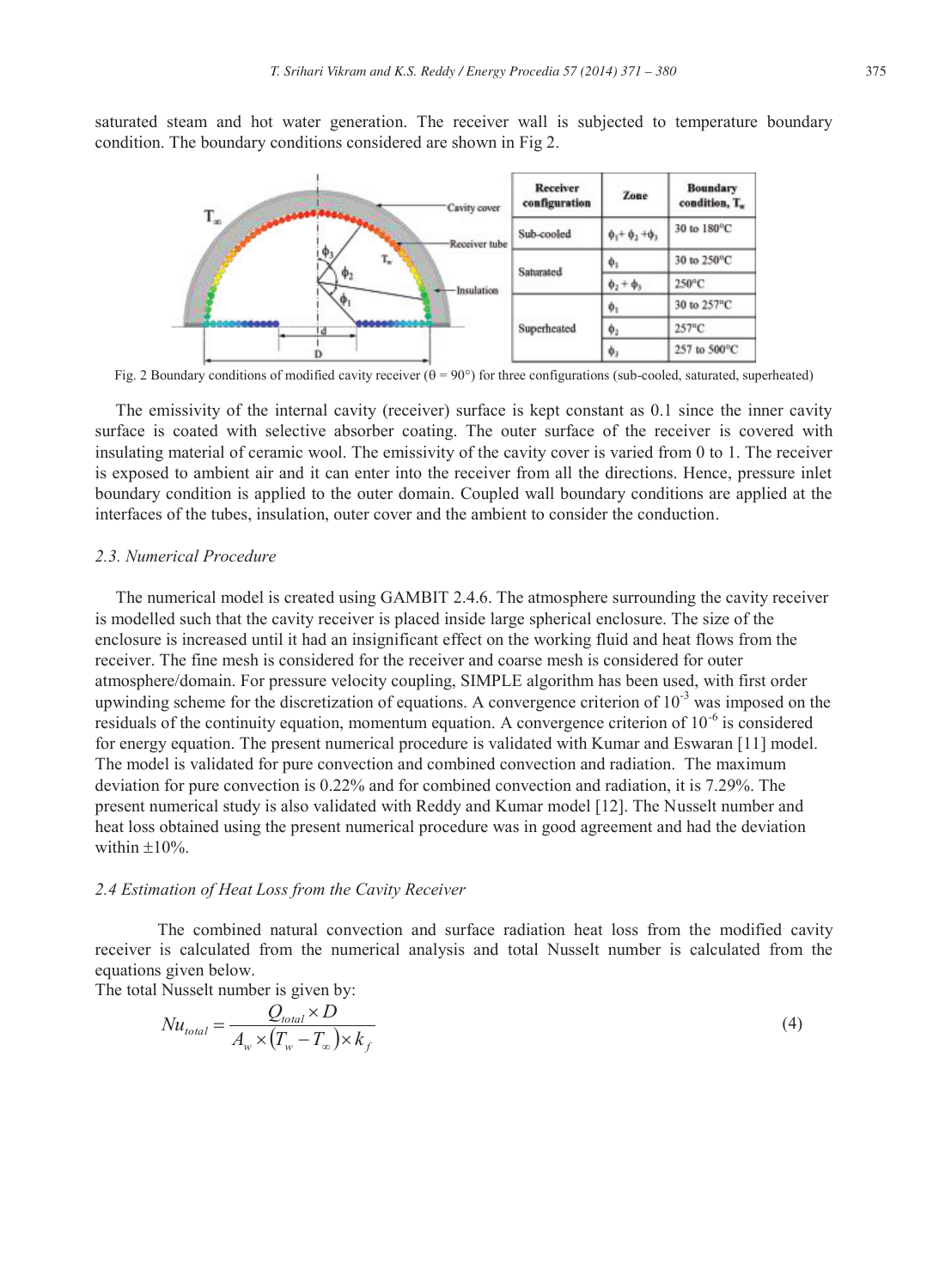saturated steam and hot water generation. The receiver wall is subjected to temperature boundary condition. The boundary conditions considered are shown in Fig 2.

| Receiver configuration | Zone | Boundary condition, $T_w$ |
|---|---|---|
| Sub-cooled | $\phi_1 + \phi_2 + \phi_3$ | 30 to 180°C |
| Saturated | $\phi_1$ | 30 to 250°C |
| | $\phi_2 + \phi_3$ | 250°C |
| Superheated | $\phi_1$ | 30 to 257°C |
| | $\phi_2$ | 257°C |
| | $\phi_3$ | 257 to 500°C |

Fig. 2 Boundary conditions of modified cavity receiver (θ = 90°) for three configurations (sub-cooled, saturated, superheated)

The emissivity of the internal cavity (receiver) surface is kept constant as 0.1 since the inner cavity surface is coated with selective absorber coating. The outer surface of the receiver is covered with insulating material of ceramic wool. The emissivity of the cavity cover is varied from 0 to 1. The receiver is exposed to ambient air and it can enter into the receiver from all the directions. Hence, pressure inlet boundary condition is applied to the outer domain. Coupled wall boundary conditions are applied at the interfaces of the tubes, insulation, outer cover and the ambient to consider the conduction.

### 2.3. Numerical Procedure

The numerical model is created using GAMBIT 2.4.6. The atmosphere surrounding the cavity receiver is modelled such that the cavity receiver is placed inside large spherical enclosure. The size of the enclosure is increased until it had an insignificant effect on the working fluid and heat flows from the receiver. The fine mesh is considered for the receiver and coarse mesh is considered for outer atmosphere/domain. For pressure velocity coupling, SIMPLE algorithm has been used, with first order upwinding scheme for the discretization of equations. A convergence criterion of $10^{-3}$ was imposed on the residuals of the continuity equation, momentum equation. A convergence criterion of $10^{-6}$ is considered for energy equation. The present numerical procedure is validated with Kumar and Eswaran [11] model. The model is validated for pure convection and combined convection and radiation. The maximum deviation for pure convection is 0.22% and for combined convection and radiation, it is 7.29%. The present numerical study is also validated with Reddy and Kumar model [12]. The Nusselt number and heat loss obtained using the present numerical procedure was in good agreement and had the deviation within ±10%.

### 2.4 Estimation of Heat Loss from the Cavity Receiver

The combined natural convection and surface radiation heat loss from the modified cavity receiver is calculated from the numerical analysis and total Nusselt number is calculated from the equations given below.

The total Nusselt number is given by:

$$Nu_{total} = \frac{Q_{total} \times D}{A_w \times (T_w - T_\infty) \times k_f} \tag{4}$$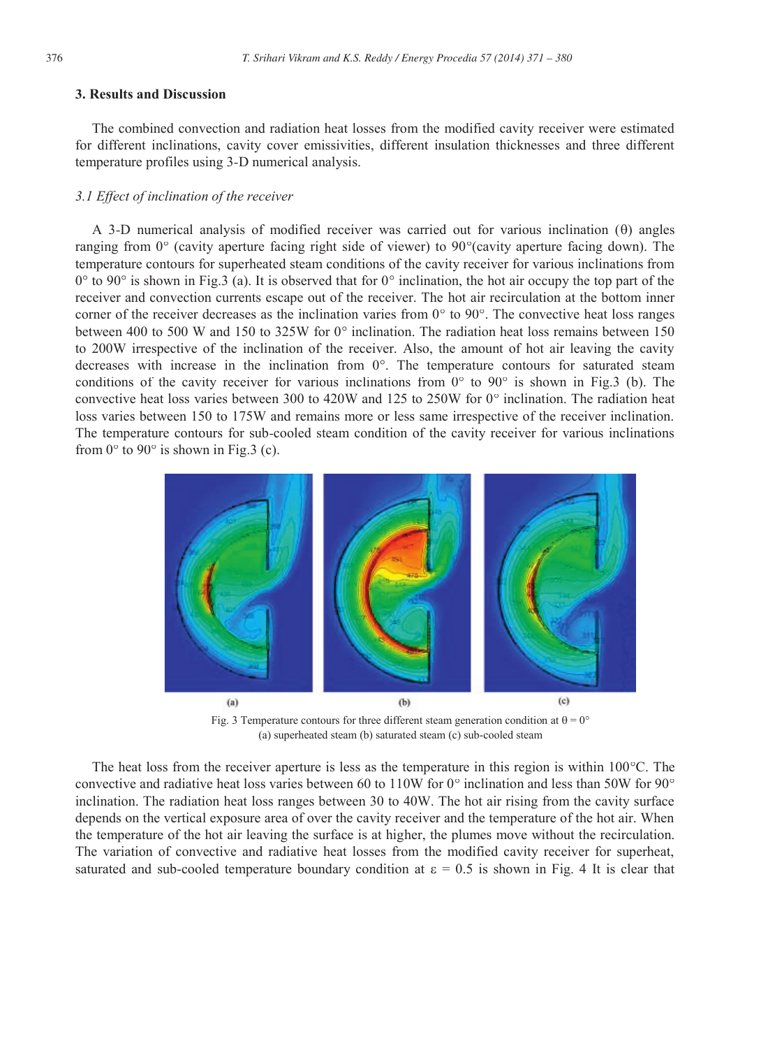## 3. Results and Discussion

The combined convection and radiation heat losses from the modified cavity receiver were estimated for different inclinations, cavity cover emissivities, different insulation thicknesses and three different temperature profiles using 3-D numerical analysis.

### *3.1 Effect of inclination of the receiver*

A 3-D numerical analysis of modified receiver was carried out for various inclination (θ) angles ranging from 0° (cavity aperture facing right side of viewer) to 90°(cavity aperture facing down). The temperature contours for superheated steam conditions of the cavity receiver for various inclinations from 0° to 90° is shown in Fig.3 (a). It is observed that for 0° inclination, the hot air occupy the top part of the receiver and convection currents escape out of the receiver. The hot air recirculation at the bottom inner corner of the receiver decreases as the inclination varies from 0° to 90°. The convective heat loss ranges between 400 to 500 W and 150 to 325W for 0° inclination. The radiation heat loss remains between 150 to 200W irrespective of the inclination of the receiver. Also, the amount of hot air leaving the cavity decreases with increase in the inclination from 0°. The temperature contours for saturated steam conditions of the cavity receiver for various inclinations from 0° to 90° is shown in Fig.3 (b). The convective heat loss varies between 300 to 420W and 125 to 250W for 0° inclination. The radiation heat loss varies between 150 to 175W and remains more or less same irrespective of the receiver inclination. The temperature contours for sub-cooled steam condition of the cavity receiver for various inclinations from 0° to 90° is shown in Fig.3 (c).

(a) (b) (c)

Fig. 3 Temperature contours for three different steam generation condition at θ = 0°
(a) superheated steam (b) saturated steam (c) sub-cooled steam

The heat loss from the receiver aperture is less as the temperature in this region is within 100°C. The convective and radiative heat loss varies between 60 to 110W for 0° inclination and less than 50W for 90° inclination. The radiation heat loss ranges between 30 to 40W. The hot air rising from the cavity surface depends on the vertical exposure area of over the cavity receiver and the temperature of the hot air. When the temperature of the hot air leaving the surface is at higher, the plumes move without the recirculation. The variation of convective and radiative heat losses from the modified cavity receiver for superheat, saturated and sub-cooled temperature boundary condition at ε = 0.5 is shown in Fig. 4 It is clear that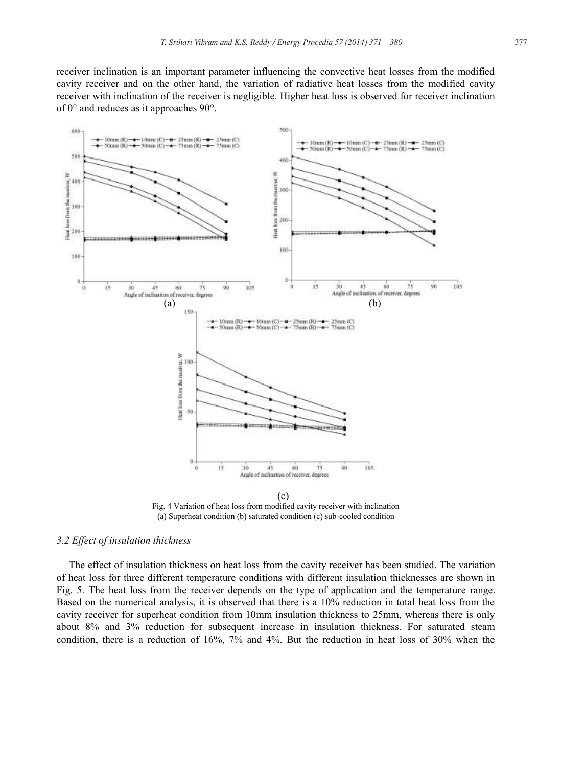receiver inclination is an important parameter influencing the convective heat losses from the modified cavity receiver and on the other hand, the variation of radiative heat losses from the modified cavity receiver with inclination of the receiver is negligible. Higher heat loss is observed for receiver inclination of 0° and reduces as it approaches 90°.

Fig. 4 Variation of heat loss from modified cavity receiver with inclination
(a) Superheat condition (b) saturated condition (c) sub-cooled condition

### *3.2 Effect of insulation thickness*

The effect of insulation thickness on heat loss from the cavity receiver has been studied. The variation of heat loss for three different temperature conditions with different insulation thicknesses are shown in Fig. 5. The heat loss from the receiver depends on the type of application and the temperature range. Based on the numerical analysis, it is observed that there is a 10% reduction in total heat loss from the cavity receiver for superheat condition from 10mm insulation thickness to 25mm, whereas there is only about 8% and 3% reduction for subsequent increase in insulation thickness. For saturated steam condition, there is a reduction of 16%, 7% and 4%. But the reduction in heat loss of 30% when the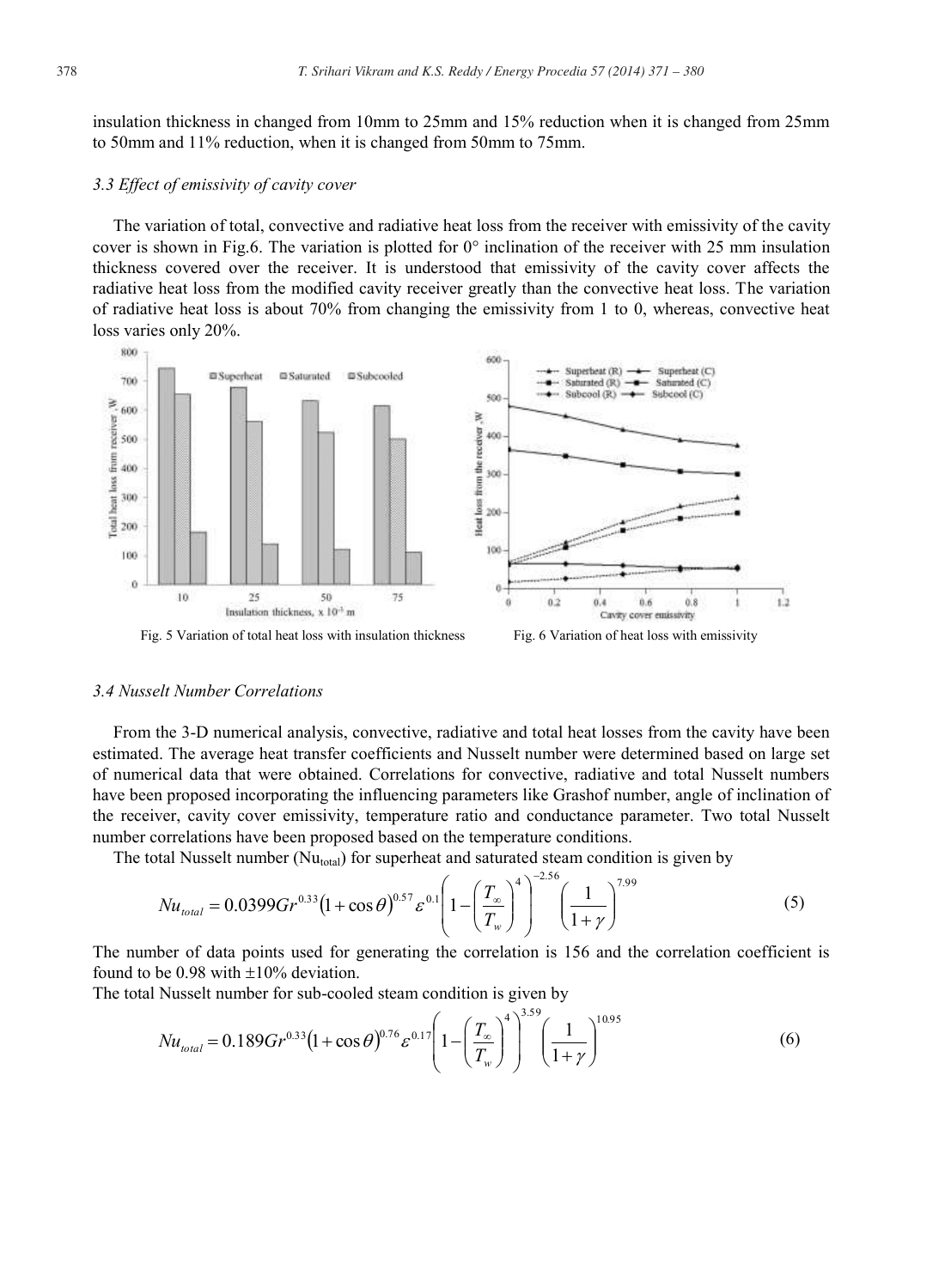insulation thickness in changed from 10mm to 25mm and 15% reduction when it is changed from 25mm to 50mm and 11% reduction, when it is changed from 50mm to 75mm.

### *3.3 Effect of emissivity of cavity cover*

The variation of total, convective and radiative heat loss from the receiver with emissivity of the cavity cover is shown in Fig.6. The variation is plotted for 0° inclination of the receiver with 25 mm insulation thickness covered over the receiver. It is understood that emissivity of the cavity cover affects the radiative heat loss from the modified cavity receiver greatly than the convective heat loss. The variation of radiative heat loss is about 70% from changing the emissivity from 1 to 0, whereas, convective heat loss varies only 20%.

Fig. 5 Variation of total heat loss with insulation thickness

Fig. 6 Variation of heat loss with emissivity

### *3.4 Nusselt Number Correlations*

From the 3-D numerical analysis, convective, radiative and total heat losses from the cavity have been estimated. The average heat transfer coefficients and Nusselt number were determined based on large set of numerical data that were obtained. Correlations for convective, radiative and total Nusselt numbers have been proposed incorporating the influencing parameters like Grashof number, angle of inclination of the receiver, cavity cover emissivity, temperature ratio and conductance parameter. Two total Nusselt number correlations have been proposed based on the temperature conditions.

The total Nusselt number ($Nu_{total}$) for superheat and saturated steam condition is given by

$$Nu_{total} = 0.0399 Gr^{0.33} (1+\cos\theta)^{0.57} \varepsilon^{0.1} \left(1 - \left(\frac{T_\infty}{T_w}\right)^4\right)^{-2.56} \left(\frac{1}{1+\gamma}\right)^{7.99} \tag{5}$$

The number of data points used for generating the correlation is 156 and the correlation coefficient is found to be 0.98 with ±10% deviation.

The total Nusselt number for sub-cooled steam condition is given by

$$Nu_{total} = 0.189 Gr^{0.33} (1+\cos\theta)^{0.76} \varepsilon^{0.17} \left(1 - \left(\frac{T_\infty}{T_w}\right)^4\right)^{3.59} \left(\frac{1}{1+\gamma}\right)^{10.95} \tag{6}$$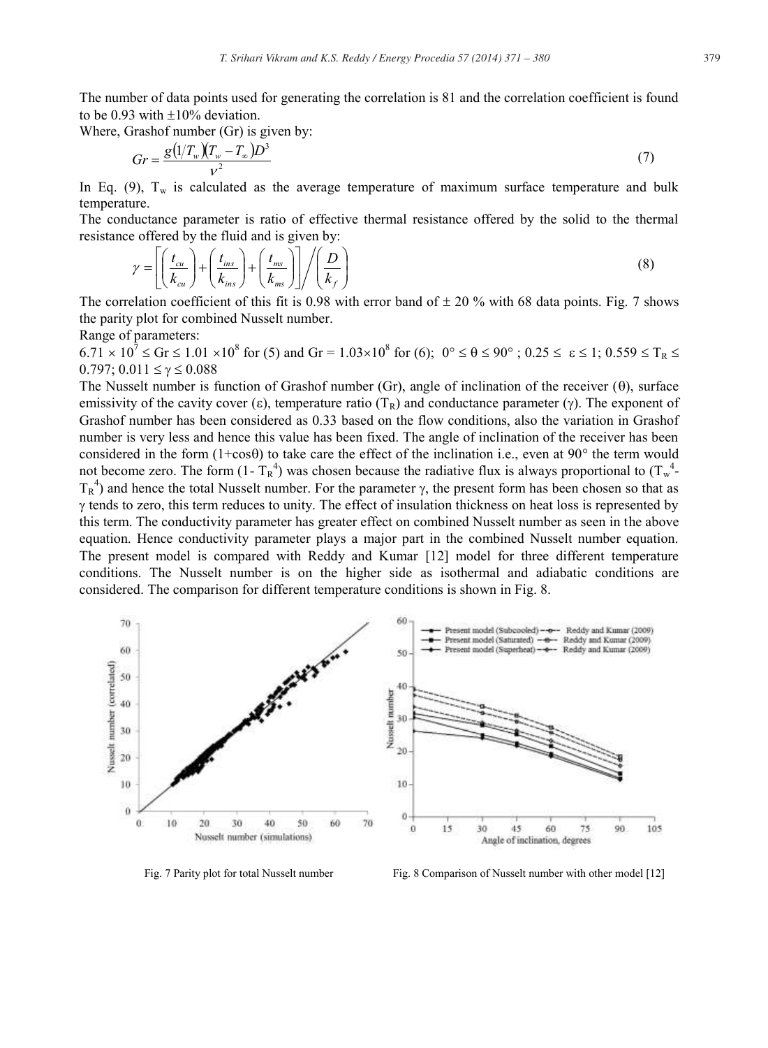The number of data points used for generating the correlation is 81 and the correlation coefficient is found to be 0.93 with ±10% deviation.

Where, Grashof number (Gr) is given by:

$$Gr = \frac{g(1/T_w)(T_w - T_\infty)D^3}{\nu^2} \tag{7}$$

In Eq. (9), $T_w$ is calculated as the average temperature of maximum surface temperature and bulk temperature.

The conductance parameter is ratio of effective thermal resistance offered by the solid to the thermal resistance offered by the fluid and is given by:

$$\gamma = \left[\left(\frac{t_{cu}}{k_{cu}}\right) + \left(\frac{t_{ins}}{k_{ins}}\right) + \left(\frac{t_{ms}}{k_{ms}}\right)\right] \Big/ \left(\frac{D}{k_f}\right) \tag{8}$$

The correlation coefficient of this fit is 0.98 with error band of ± 20 % with 68 data points. Fig. 7 shows the parity plot for combined Nusselt number.

Range of parameters:

$6.71 \times 10^7 \leq Gr \leq 1.01 \times 10^8$ for (5) and $Gr = 1.03 \times 10^8$ for (6); $0° \leq \theta \leq 90°$ ; $0.25 \leq \varepsilon \leq 1$; $0.559 \leq T_R \leq 0.797$; $0.011 \leq \gamma \leq 0.088$

The Nusselt number is function of Grashof number (Gr), angle of inclination of the receiver ($\theta$), surface emissivity of the cavity cover ($\varepsilon$), temperature ratio ($T_R$) and conductance parameter ($\gamma$). The exponent of Grashof number has been considered as 0.33 based on the flow conditions, also the variation in Grashof number is very less and hence this value has been fixed. The angle of inclination of the receiver has been considered in the form ($1+\cos\theta$) to take care the effect of the inclination i.e., even at 90° the term would not become zero. The form ($1- T_R^4$) was chosen because the radiative flux is always proportional to ($T_w^4$- $T_R^4$) and hence the total Nusselt number. For the parameter $\gamma$, the present form has been chosen so that as $\gamma$ tends to zero, this term reduces to unity. The effect of insulation thickness on heat loss is represented by this term. The conductivity parameter has greater effect on combined Nusselt number as seen in the above equation. Hence conductivity parameter plays a major part in the combined Nusselt number equation. The present model is compared with Reddy and Kumar [12] model for three different temperature conditions. The Nusselt number is on the higher side as isothermal and adiabatic conditions are considered. The comparison for different temperature conditions is shown in Fig. 8.

Fig. 7 Parity plot for total Nusselt number

Fig. 8 Comparison of Nusselt number with other model [12]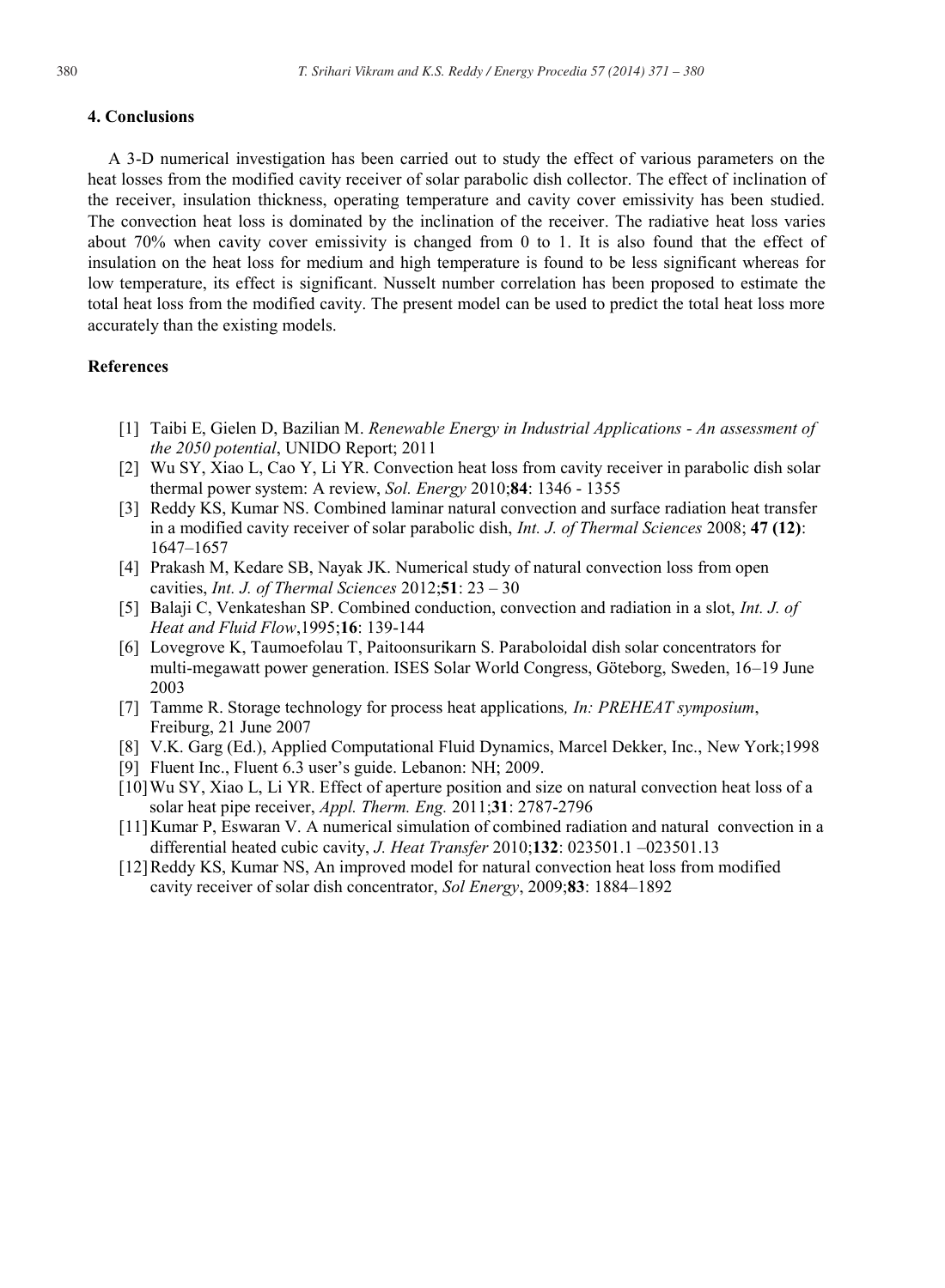## 4. Conclusions

A 3-D numerical investigation has been carried out to study the effect of various parameters on the heat losses from the modified cavity receiver of solar parabolic dish collector. The effect of inclination of the receiver, insulation thickness, operating temperature and cavity cover emissivity has been studied. The convection heat loss is dominated by the inclination of the receiver. The radiative heat loss varies about 70% when cavity cover emissivity is changed from 0 to 1. It is also found that the effect of insulation on the heat loss for medium and high temperature is found to be less significant whereas for low temperature, its effect is significant. Nusselt number correlation has been proposed to estimate the total heat loss from the modified cavity. The present model can be used to predict the total heat loss more accurately than the existing models.

## References

[1] Taibi E, Gielen D, Bazilian M. *Renewable Energy in Industrial Applications - An assessment of the 2050 potential*, UNIDO Report; 2011

[2] Wu SY, Xiao L, Cao Y, Li YR. Convection heat loss from cavity receiver in parabolic dish solar thermal power system: A review, *Sol. Energy* 2010;**84**: 1346 - 1355

[3] Reddy KS, Kumar NS. Combined laminar natural convection and surface radiation heat transfer in a modified cavity receiver of solar parabolic dish, *Int. J. of Thermal Sciences* 2008; **47 (12)**: 1647–1657

[4] Prakash M, Kedare SB, Nayak JK. Numerical study of natural convection loss from open cavities, *Int. J. of Thermal Sciences* 2012;**51**: 23 – 30

[5] Balaji C, Venkateshan SP. Combined conduction, convection and radiation in a slot, *Int. J. of Heat and Fluid Flow*,1995;**16**: 139-144

[6] Lovegrove K, Taumoefolau T, Paitoonsurikarn S. Paraboloidal dish solar concentrators for multi-megawatt power generation. ISES Solar World Congress, Göteborg, Sweden, 16–19 June 2003

[7] Tamme R. Storage technology for process heat applications*, In: PREHEAT symposium*, Freiburg, 21 June 2007

[8] V.K. Garg (Ed.), Applied Computational Fluid Dynamics, Marcel Dekker, Inc., New York;1998

[9] Fluent Inc., Fluent 6.3 user's guide. Lebanon: NH; 2009.

[10] Wu SY, Xiao L, Li YR. Effect of aperture position and size on natural convection heat loss of a solar heat pipe receiver, *Appl. Therm. Eng.* 2011;**31**: 2787-2796

[11] Kumar P, Eswaran V. A numerical simulation of combined radiation and natural convection in a differential heated cubic cavity, *J. Heat Transfer* 2010;**132**: 023501.1 –023501.13

[12] Reddy KS, Kumar NS, An improved model for natural convection heat loss from modified cavity receiver of solar dish concentrator, *Sol Energy*, 2009;**83**: 1884–1892